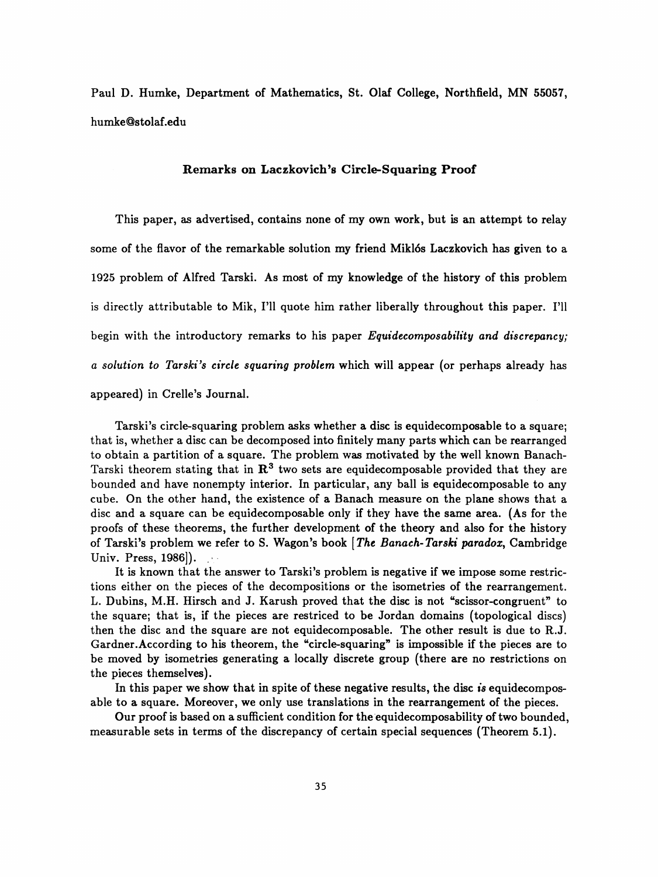Paul D. Humke, Department of Mathematics, St. Olaf College, Northfield, MN 55057, humke@stolaf.edu

## Remarks on Laczkovich's Circle-Squaring Proof

This paper, as advertised, contains none of my own work, but is an attempt to relay some of the flavor of the remarkable solution my friend Miklós Laczkovich has given to a 1925 problem of Alfred Tarski. As most of my knowledge of the history of this problem is directly attributable to Mik, I'll quote him rather liberally throughout this paper. I'll begin with the introductory remarks to his paper *Equidecomposability and discrepancy; a solution to Tarski's circle squaring problem* which will appear (or perhaps already has appeared) in Crelle's Journal.

Tarski's circle-squaring problem asks whether a disc is equidecomposable to a square; that is, whether a disc can be decomposed into finitely many parts which can be rearranged to obtain a partition of a square. The problem was motivated by the well known Banach-Tarski theorem stating that in $\mathbf{R}^3$ two sets are equidecomposable provided that they are bounded and have nonempty interior. In particular, any ball is equidecomposable to any cube. On the other hand, the existence of a Banach measure on the plane shows that a disc and a square can be equidecomposable only if they have the same area. (As for the proofs of these theorems, the further development of the theory and also for the history of Tarski's problem we refer to S. Wagon's book [*The Banach-Tarski paradox*, Cambridge Univ. Press, 1986]).

It is known that the answer to Tarski's problem is negative if we impose some restrictions either on the pieces of the decompositions or the isometries of the rearrangement. L. Dubins, M.H. Hirsch and J. Karush proved that the disc is not "scissor-congruent" to the square; that is, if the pieces are restriced to be Jordan domains (topological discs) then the disc and the square are not equidecomposable. The other result is due to R.J. Gardner.According to his theorem, the "circle-squaring" is impossible if the pieces are to be moved by isometries generating a locally discrete group (there are no restrictions on the pieces themselves).

In this paper we show that in spite of these negative results, the disc *is* equidecomposable to a square. Moreover, we only use translations in the rearrangement of the pieces.

Our proof is based on a sufficient condition for the equidecomposability of two bounded, measurable sets in terms of the discrepancy of certain special sequences (Theorem 5.1).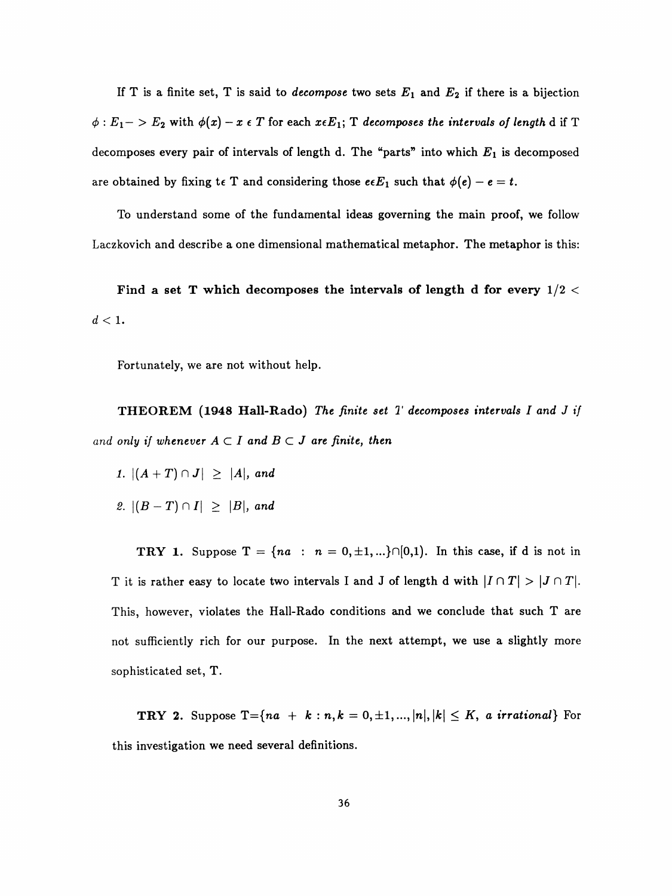If T is a finite set, T is said to *decompose* two sets $E_1$ and $E_2$ if there is a bijection $\phi : E_1 -> E_2$ with $\phi(x) - x \in T$ for each $x \epsilon E_1$; T *decomposes the intervals of length* d if T decomposes every pair of intervals of length d. The "parts" into which $E_1$ is decomposed are obtained by fixing $t \epsilon$ T and considering those $e \epsilon E_1$ such that $\phi(e) - e = t$.

To understand some of the fundamental ideas governing the main proof, we follow Laczkovich and describe a one dimensional mathematical metaphor. The metaphor is this:

**Find a set T which decomposes the intervals of length d for every** $1/2 < d < 1$.

Fortunately, we are not without help.

**THEOREM (1948 Hall-Rado)** *The finite set T decomposes intervals I and J if and only if whenever $A \subset I$ and $B \subset J$ are finite, then*

1. $|(A + T) \cap J| \geq |A|$, *and*
2. $|(B - T) \cap I| \geq |B|$, *and*

**TRY 1.** Suppose T = $\{na : n = 0, \pm 1, ...\} \cap [0,1)$. In this case, if d is not in T it is rather easy to locate two intervals I and J of length d with $|I \cap T| > |J \cap T|$. This, however, violates the Hall-Rado conditions and we conclude that such T are not sufficiently rich for our purpose. In the next attempt, we use a slightly more sophisticated set, T.

**TRY 2.** Suppose T=$\{na + k : n, k = 0, \pm 1, ..., |n|, |k| \leq K, \textit{ a irrational}\}$ For this investigation we need several definitions.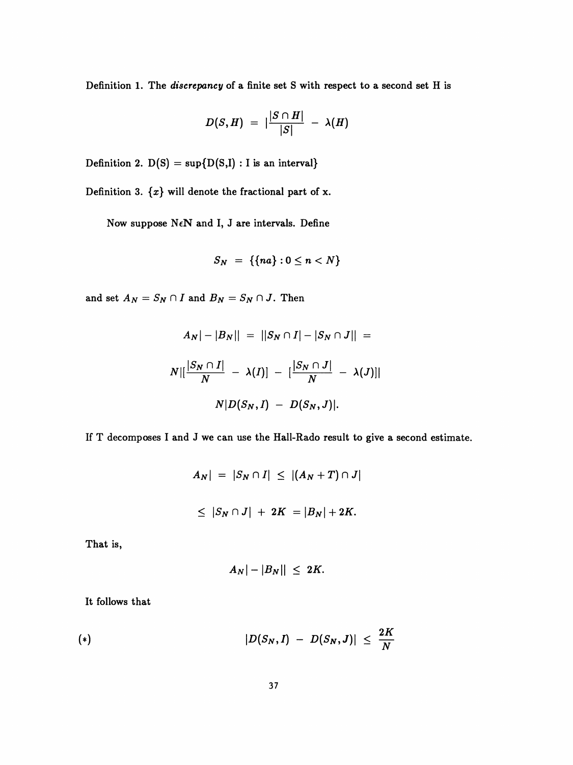Definition 1. The *discrepancy* of a finite set S with respect to a second set H is

$$D(S,H) \;=\; |\frac{|S\cap H|}{|S|} \;-\; \lambda(H)$$

Definition 2. D(S) = sup{D(S,I) : I is an interval}

Definition 3. $\{x\}$ will denote the fractional part of x.

Now suppose N$\epsilon$N and I, J are intervals. Define

$$S_N \;=\; \{\{na\} : 0 \leq n < N\}$$

and set $A_N = S_N \cap I$ and $B_N = S_N \cap J$. Then

$$A_N| - |B_N|| \;=\; ||S_N \cap I| - |S_N \cap J|| \;=$$

$$N|[\frac{|S_N \cap I|}{N} \;-\; \lambda(I)] \;-\; [\frac{|S_N \cap J|}{N} \;-\; \lambda(J)]|$$

$$N|D(S_N, I) \;-\; D(S_N, J)|.$$

If T decomposes I and J we can use the Hall-Rado result to give a second estimate.

$$A_N| \;=\; |S_N \cap I| \;\leq\; |(A_N + T) \cap J|$$

$$\leq\; |S_N \cap J| \;+\; 2K \;= |B_N| + 2K.$$

That is,

$$A_N| - |B_N|| \;\leq\; 2K.$$

It follows that

$$(*) \qquad |D(S_N, I) \;-\; D(S_N, J)| \;\leq\; \frac{2K}{N}$$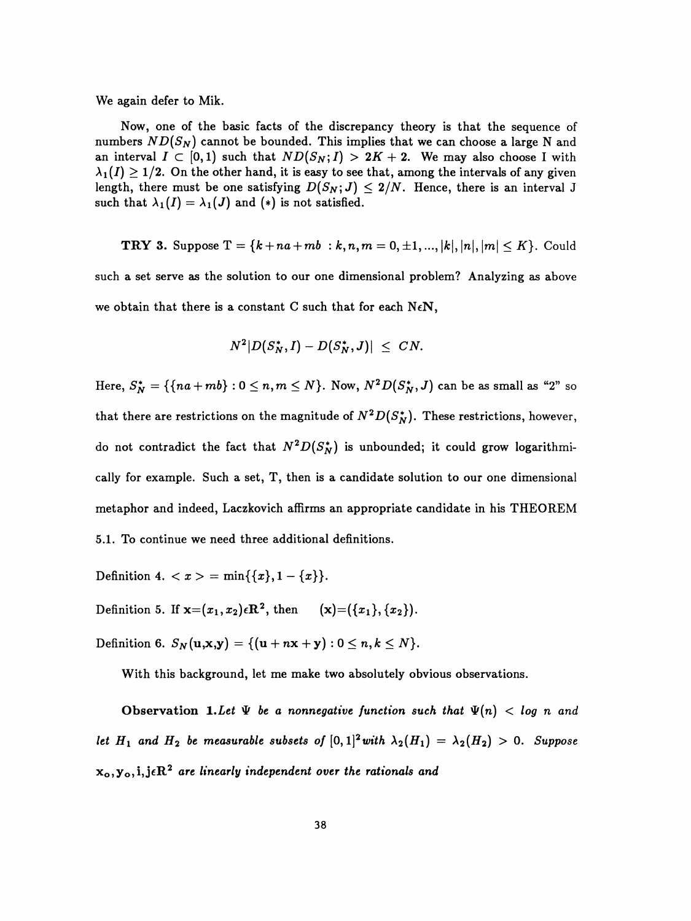We again defer to Mik.

Now, one of the basic facts of the discrepancy theory is that the sequence of numbers $ND(S_N)$ cannot be bounded. This implies that we can choose a large N and an interval $I \subset [0,1)$ such that $ND(S_N; I) > 2K + 2$. We may also choose I with $\lambda_1(I) \geq 1/2$. On the other hand, it is easy to see that, among the intervals of any given length, there must be one satisfying $D(S_N; J) \leq 2/N$. Hence, there is an interval J such that $\lambda_1(I) = \lambda_1(J)$ and $(*)$ is not satisfied.

**TRY 3.** Suppose $T = \{k + na + mb : k, n, m = 0, \pm 1, ..., |k|, |n|, |m| \leq K\}$. Could such a set serve as the solution to our one dimensional problem? Analyzing as above we obtain that there is a constant C such that for each $N \epsilon \mathbf{N}$,

$$N^2 |D(S_N^*, I) - D(S_N^*, J)| \leq CN.$$

Here, $S_N^* = \{\{na + mb\} : 0 \leq n, m \leq N\}$. Now, $N^2 D(S_N^*, J)$ can be as small as "2" so that there are restrictions on the magnitude of $N^2 D(S_N^*)$. These restrictions, however, do not contradict the fact that $N^2 D(S_N^*)$ is unbounded; it could grow logarithmically for example. Such a set, T, then is a candidate solution to our one dimensional metaphor and indeed, Laczkovich affirms an appropriate candidate in his THEOREM 5.1. To continue we need three additional definitions.

Definition 4. $< x > = \min\{\{x\}, 1 - \{x\}\}$.

Definition 5. If $\mathbf{x} = (x_1, x_2) \epsilon \mathbf{R}^2$, then $(\mathbf{x}) = (\{x_1\}, \{x_2\})$.

Definition 6. $S_N(\mathbf{u}, \mathbf{x}, \mathbf{y}) = \{(\mathbf{u} + n\mathbf{x} + \mathbf{y}) : 0 \leq n, k \leq N\}$.

With this background, let me make two absolutely obvious observations.

**Observation 1.** *Let $\Psi$ be a nonnegative function such that $\Psi(n) < \log n$ and let $H_1$ and $H_2$ be measurable subsets of $[0,1]^2$ with $\lambda_2(H_1) = \lambda_2(H_2) > 0$. Suppose $\mathbf{x_o}, \mathbf{y_o}, \mathbf{i}, \mathbf{j} \epsilon \mathbf{R}^2$ are linearly independent over the rationals and*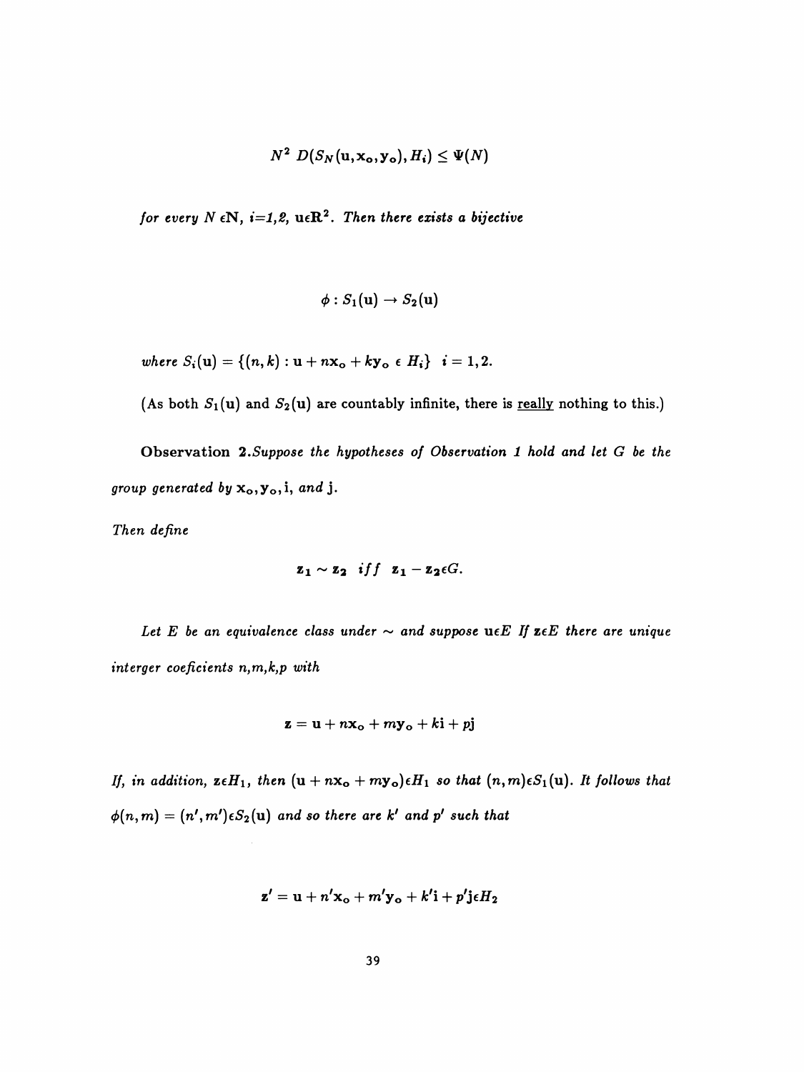$$N^2 \; D(S_N(\mathbf{u},\mathbf{x}_o,\mathbf{y}_o), H_i) \leq \Psi(N)$$

*for every* $N \, \epsilon \mathbf{N}$, $i$=1,2, $\mathbf{u} \epsilon \mathbf{R}^2$. *Then there exists a bijective*

$$\phi : S_1(\mathbf{u}) \rightarrow S_2(\mathbf{u})$$

*where* $S_i(\mathbf{u}) = \{(n,k) : \mathbf{u} + n\mathbf{x}_o + k\mathbf{y}_o \; \epsilon \; H_i\} \quad i = 1,2.$

(As both $S_1(\mathbf{u})$ and $S_2(\mathbf{u})$ are countably infinite, there is <u>really</u> nothing to this.)

**Observation 2.** *Suppose the hypotheses of Observation 1 hold and let G be the group generated by* $\mathbf{x}_o, \mathbf{y}_o, \mathbf{i}$, *and* $\mathbf{j}$.

*Then define*

$$\mathbf{z}_1 \sim \mathbf{z}_2 \quad iff \quad \mathbf{z}_1 - \mathbf{z}_2 \epsilon G.$$

*Let E be an equivalence class under* $\sim$ *and suppose* $\mathbf{u} \epsilon E$ *If* $\mathbf{z} \epsilon E$ *there are unique interger coeficients n,m,k,p with*

$$\mathbf{z} = \mathbf{u} + n\mathbf{x}_o + m\mathbf{y}_o + k\mathbf{i} + p\mathbf{j}$$

*If, in addition,* $\mathbf{z} \epsilon H_1$, *then* $(\mathbf{u} + n\mathbf{x}_o + m\mathbf{y}_o) \epsilon H_1$ *so that* $(n,m) \epsilon S_1(\mathbf{u})$. *It follows that* $\phi(n,m) = (n',m') \epsilon S_2(\mathbf{u})$ *and so there are* $k'$ *and* $p'$ *such that*

$$\mathbf{z}' = \mathbf{u} + n'\mathbf{x}_o + m'\mathbf{y}_o + k'\mathbf{i} + p'\mathbf{j} \epsilon H_2$$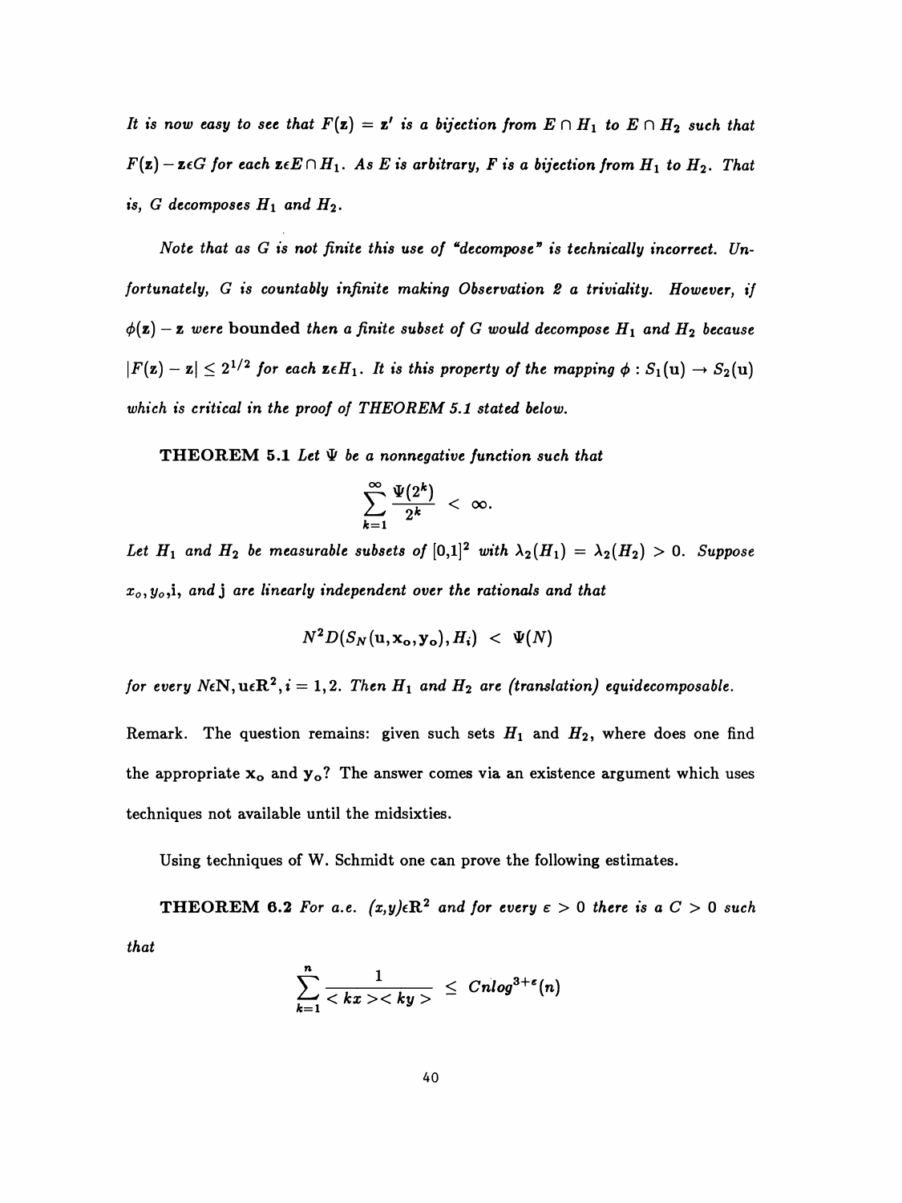*It is now easy to see that $F(\mathbf{z}) = \mathbf{z}'$ is a bijection from $E \cap H_1$ to $E \cap H_2$ such that $F(\mathbf{z}) - \mathbf{z} \epsilon G$ for each $\mathbf{z} \epsilon E \cap H_1$. As $E$ is arbitrary, $F$ is a bijection from $H_1$ to $H_2$. That is, $G$ decomposes $H_1$ and $H_2$.*

*Note that as $G$ is not finite this use of "decompose" is technically incorrect. Unfortunately, $G$ is countably infinite making Observation 2 a triviality. However, if $\phi(\mathbf{z}) - \mathbf{z}$ were* bounded *then a finite subset of $G$ would decompose $H_1$ and $H_2$ because $|F(\mathbf{z}) - \mathbf{z}| \leq 2^{1/2}$ for each $\mathbf{z} \epsilon H_1$. It is this property of the mapping $\phi : S_1(\mathbf{u}) \to S_2(\mathbf{u})$ which is critical in the proof of THEOREM 5.1 stated below.*

**THEOREM 5.1** *Let $\Psi$ be a nonnegative function such that*

$$\sum_{k=1}^{\infty} \frac{\Psi(2^k)}{2^k} < \infty.$$

*Let $H_1$ and $H_2$ be measurable subsets of $[0,1]^2$ with $\lambda_2(H_1) = \lambda_2(H_2) > 0$. Suppose $x_o, y_o, \mathbf{i}$, and $\mathbf{j}$ are linearly independent over the rationals and that*

$$N^2 D(S_N(\mathbf{u}, \mathbf{x_o}, \mathbf{y_o}), H_i) < \Psi(N)$$

*for every $N \epsilon \mathbf{N}, \mathbf{u} \epsilon \mathbf{R}^2, i = 1,2$. Then $H_1$ and $H_2$ are (translation) equidecomposable.*

Remark. The question remains: given such sets $H_1$ and $H_2$, where does one find the appropriate $\mathbf{x_o}$ and $\mathbf{y_o}$? The answer comes via an existence argument which uses techniques not available until the midsixties.

Using techniques of W. Schmidt one can prove the following estimates.

**THEOREM 6.2** *For a.e. $(x,y) \epsilon \mathbf{R}^2$ and for every $\varepsilon > 0$ there is a $C > 0$ such that*

$$\sum_{k=1}^{n} \frac{1}{< kx >< ky >} \leq Cn\log^{3+\varepsilon}(n)$$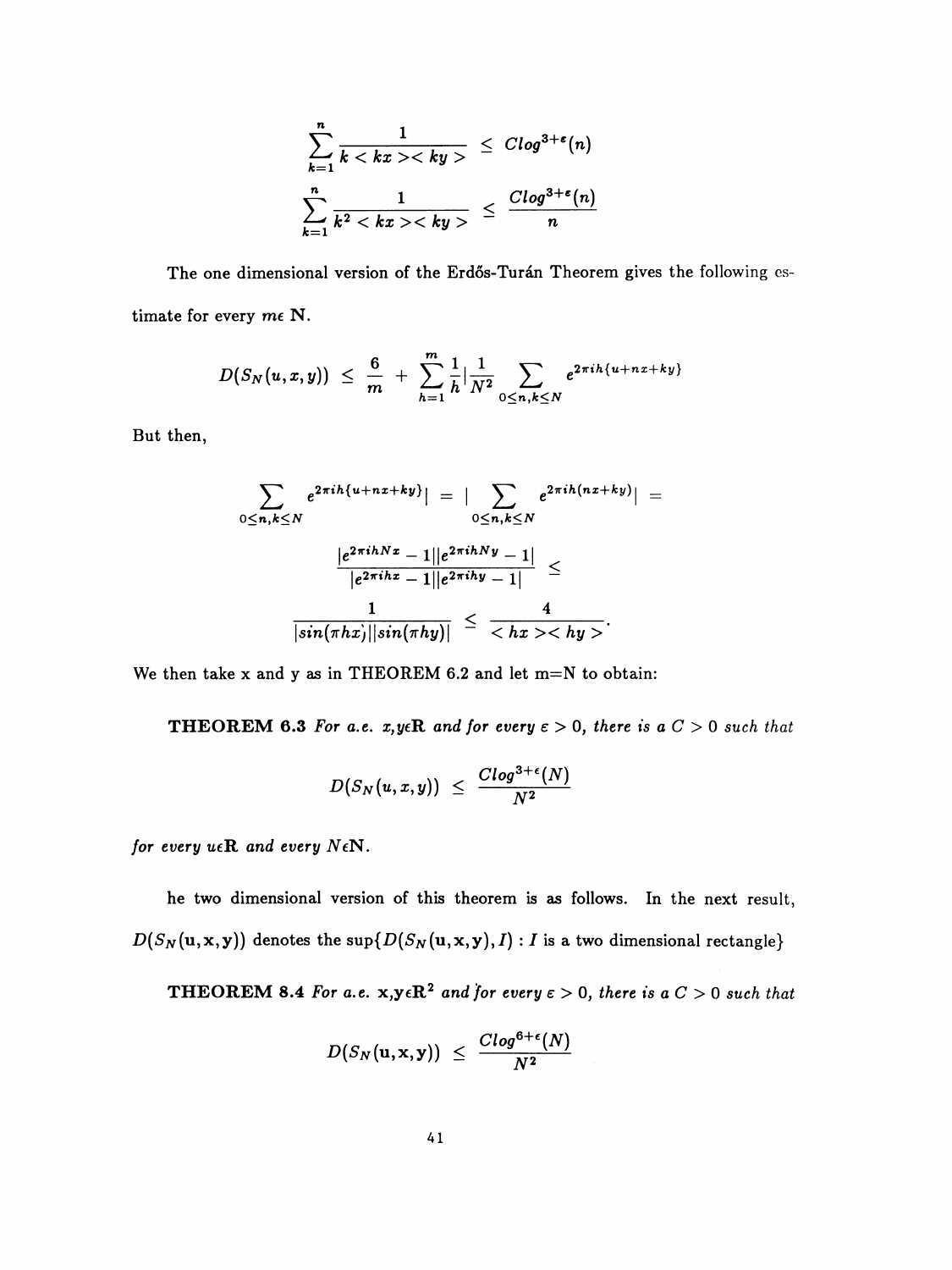$$\sum_{k=1}^{n} \frac{1}{k < kx >< ky >} \leq Clog^{3+\epsilon}(n)$$

$$\sum_{k=1}^{n} \frac{1}{k^2 < kx >< ky >} \leq \frac{Clog^{3+\epsilon}(n)}{n}$$

The one dimensional version of the Erdős-Turán Theorem gives the following estimate for every $m \epsilon \mathbf{N}$.

$$D(S_N(u,x,y)) \leq \frac{6}{m} + \sum_{h=1}^{m} \frac{1}{h} | \frac{1}{N^2} \sum_{0 \leq n,k \leq N} e^{2\pi i h \{u+nx+ky\}}$$

But then,

$$\sum_{0 \leq n,k \leq N} e^{2\pi i h \{u+nx+ky\}} | = | \sum_{0 \leq n,k \leq N} e^{2\pi i h (nx+ky)} | =$$

$$\frac{|e^{2\pi i h N x} - 1||e^{2\pi i h N y} - 1|}{|e^{2\pi i h x} - 1||e^{2\pi i h y} - 1|} \leq$$

$$\frac{1}{|sin(\pi h x)||sin(\pi h y)|} \leq \frac{4}{< hx >< hy >}.$$

We then take x and y as in THEOREM 6.2 and let m=N to obtain:

**THEOREM 6.3** *For a.e. $x,y \epsilon \mathbf{R}$ and for every $\epsilon > 0$, there is a $C > 0$ such that*

$$D(S_N(u,x,y)) \leq \frac{Clog^{3+\epsilon}(N)}{N^2}$$

*for every $u \epsilon \mathbf{R}$ and every $N \epsilon \mathbf{N}$.*

he two dimensional version of this theorem is as follows. In the next result, $D(S_N(\mathbf{u},\mathbf{x},\mathbf{y}))$ denotes the $\sup\{D(S_N(\mathbf{u},\mathbf{x},\mathbf{y}),I) : I$ is a two dimensional rectangle$\}$

**THEOREM 8.4** *For a.e. $\mathbf{x},\mathbf{y} \epsilon \mathbf{R}^2$ and for every $\epsilon > 0$, there is a $C > 0$ such that*

$$D(S_N(\mathbf{u},\mathbf{x},\mathbf{y})) \leq \frac{Clog^{6+\epsilon}(N)}{N^2}$$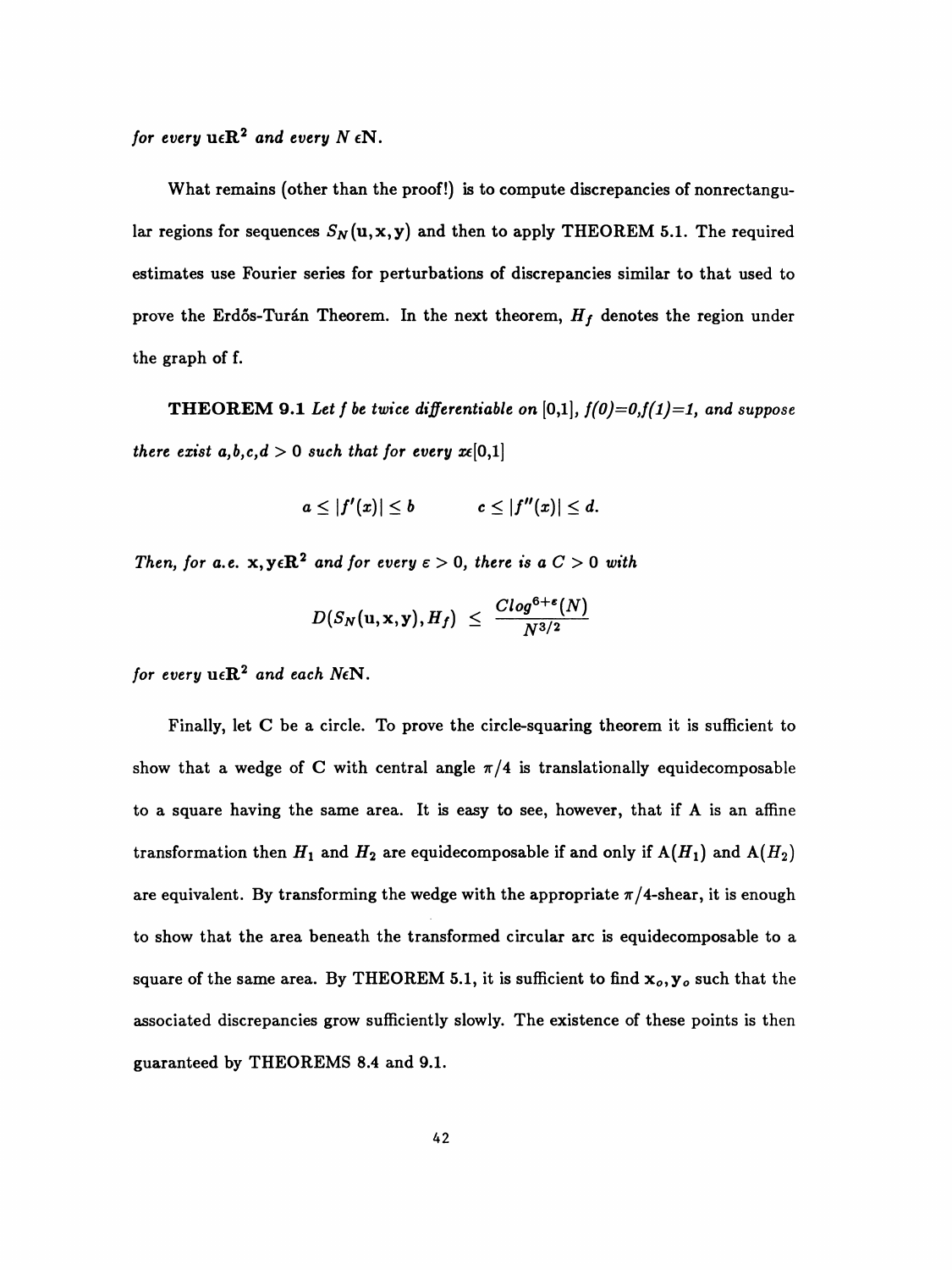*for every* $\mathbf{u}\epsilon\mathbf{R}^2$ *and every* $N\,\epsilon\mathbf{N}$.

What remains (other than the proof!) is to compute discrepancies of nonrectangular regions for sequences $S_N(\mathbf{u},\mathbf{x},\mathbf{y})$ and then to apply THEOREM 5.1. The required estimates use Fourier series for perturbations of discrepancies similar to that used to prove the Erdős-Turán Theorem. In the next theorem, $H_f$ denotes the region under the graph of f.

**THEOREM 9.1** *Let f be twice differentiable on* [0,1], *f(0)=0,f(1)=1, and suppose there exist a,b,c,d > 0 such that for every* $x\epsilon[0,1]$

$$a \leq |f'(x)| \leq b \qquad c \leq |f''(x)| \leq d.$$

*Then, for a.e.* $\mathbf{x},\mathbf{y}\epsilon\mathbf{R}^2$ *and for every* $\varepsilon > 0$, *there is a* $C > 0$ *with*

$$D(S_N(\mathbf{u},\mathbf{x},\mathbf{y}), H_f) \;\leq\; \frac{C\log^{6+\varepsilon}(N)}{N^{3/2}}$$

*for every* $\mathbf{u}\epsilon\mathbf{R}^2$ *and each* $N\epsilon\mathbf{N}$.

Finally, let C be a circle. To prove the circle-squaring theorem it is sufficient to show that a wedge of C with central angle $\pi/4$ is translationally equidecomposable to a square having the same area. It is easy to see, however, that if A is an affine transformation then $H_1$ and $H_2$ are equidecomposable if and only if $A(H_1)$ and $A(H_2)$ are equivalent. By transforming the wedge with the appropriate $\pi/4$-shear, it is enough to show that the area beneath the transformed circular arc is equidecomposable to a square of the same area. By THEOREM 5.1, it is sufficient to find $\mathbf{x}_o, \mathbf{y}_o$ such that the associated discrepancies grow sufficiently slowly. The existence of these points is then guaranteed by THEOREMS 8.4 and 9.1.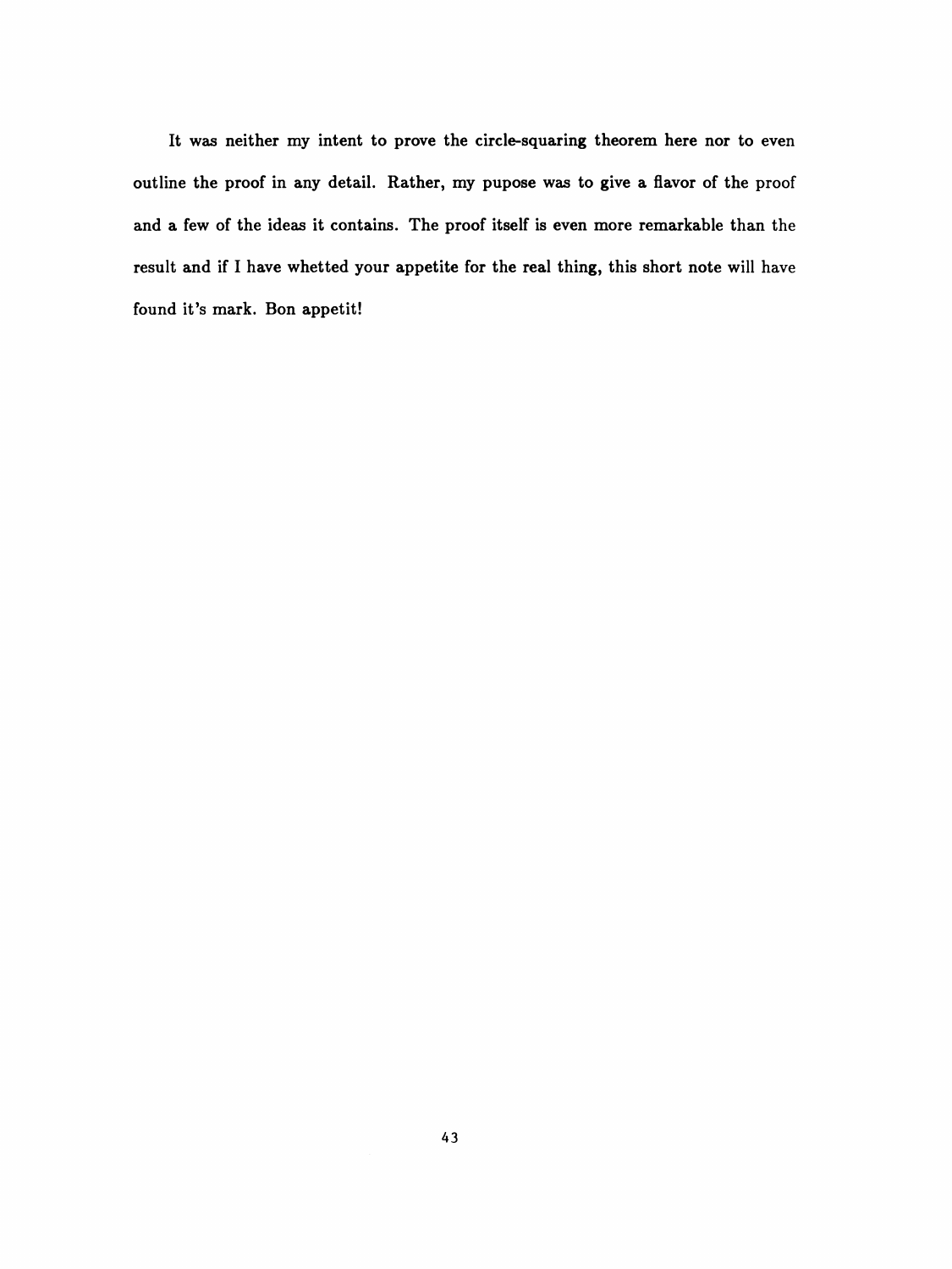It was neither my intent to prove the circle-squaring theorem here nor to even outline the proof in any detail. Rather, my pupose was to give a flavor of the proof and a few of the ideas it contains. The proof itself is even more remarkable than the result and if I have whetted your appetite for the real thing, this short note will have found it's mark. Bon appetit!